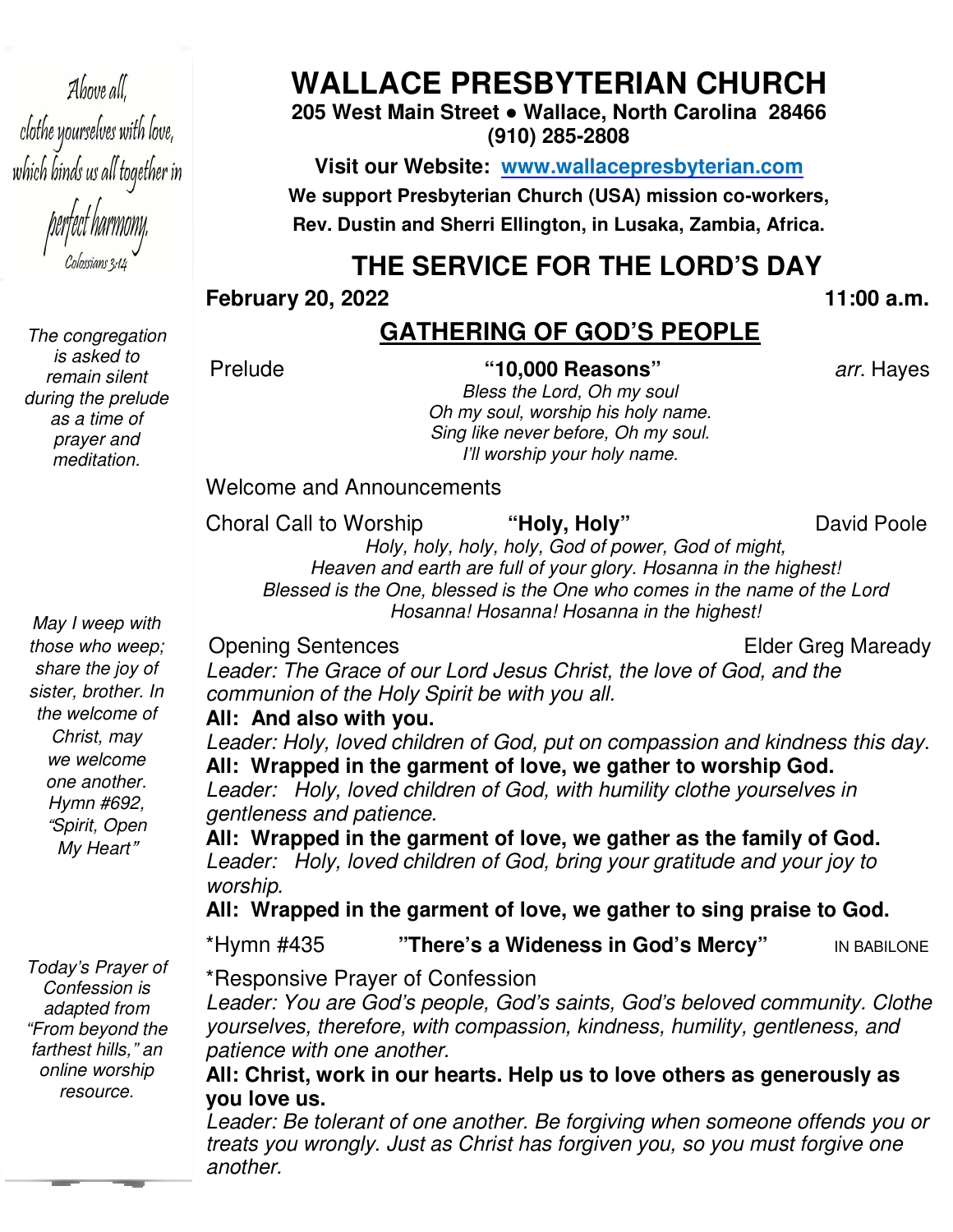Above all,
clothe yourselves with love,
which binds us all together in
perfect harmony.
Colossians 3:14

# WALLACE PRESBYTERIAN CHURCH

**205 West Main Street ● Wallace, North Carolina 28466**
**(910) 285-2808**

**Visit our Website: www.wallacepresbyterian.com**
**We support Presbyterian Church (USA) mission co-workers,**
**Rev. Dustin and Sherri Ellington, in Lusaka, Zambia, Africa.**

## THE SERVICE FOR THE LORD'S DAY

**February 20, 2022** **11:00 a.m.**

## GATHERING OF GOD'S PEOPLE

*The congregation is asked to remain silent during the prelude as a time of prayer and meditation.*

Prelude **"10,000 Reasons"** *arr.* Hayes

*Bless the Lord, Oh my soul*
*Oh my soul, worship his holy name.*
*Sing like never before, Oh my soul.*
*I'll worship your holy name.*

Welcome and Announcements

Choral Call to Worship **"Holy, Holy"** David Poole

*Holy, holy, holy, holy, God of power, God of might,*
*Heaven and earth are full of your glory. Hosanna in the highest!*
*Blessed is the One, blessed is the One who comes in the name of the Lord*
*Hosanna! Hosanna! Hosanna in the highest!*

*May I weep with those who weep; share the joy of sister, brother. In the welcome of Christ, may we welcome one another. Hymn #692, "Spirit, Open My Heart"*

Opening Sentences Elder Greg Maready

*Leader: The Grace of our Lord Jesus Christ, the love of God, and the communion of the Holy Spirit be with you all.*
**All: And also with you.**
*Leader: Holy, loved children of God, put on compassion and kindness this day.*
**All: Wrapped in the garment of love, we gather to worship God.**
*Leader: Holy, loved children of God, with humility clothe yourselves in gentleness and patience.*
**All: Wrapped in the garment of love, we gather as the family of God.**
*Leader: Holy, loved children of God, bring your gratitude and your joy to worship.*
**All: Wrapped in the garment of love, we gather to sing praise to God.**

*Hymn #435 **"There's a Wideness in God's Mercy"** IN BABILONE

*Today's Prayer of Confession is adapted from "From beyond the farthest hills," an online worship resource.*

*Responsive Prayer of Confession

*Leader: You are God's people, God's saints, God's beloved community. Clothe yourselves, therefore, with compassion, kindness, humility, gentleness, and patience with one another.*
**All: Christ, work in our hearts. Help us to love others as generously as you love us.**
*Leader: Be tolerant of one another. Be forgiving when someone offends you or treats you wrongly. Just as Christ has forgiven you, so you must forgive one another.*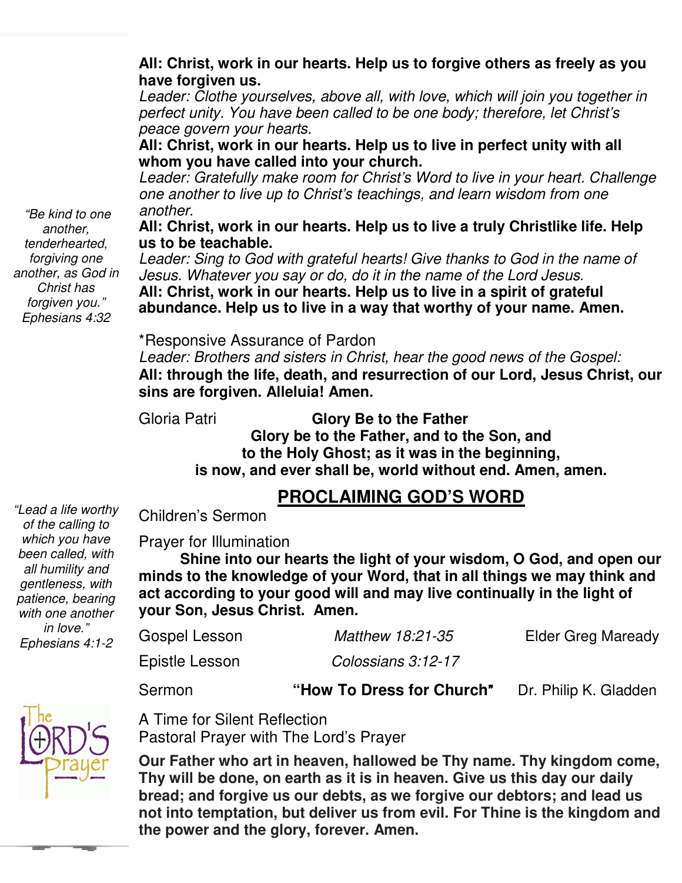**All: Christ, work in our hearts. Help us to forgive others as freely as you have forgiven us.**

*Leader: Clothe yourselves, above all, with love, which will join you together in perfect unity. You have been called to be one body; therefore, let Christ's peace govern your hearts.*

**All: Christ, work in our hearts. Help us to live in perfect unity with all whom you have called into your church.**

*Leader: Gratefully make room for Christ's Word to live in your heart. Challenge one another to live up to Christ's teachings, and learn wisdom from one another.*

**All: Christ, work in our hearts. Help us to live a truly Christlike life. Help us to be teachable.**

*Leader: Sing to God with grateful hearts! Give thanks to God in the name of Jesus. Whatever you say or do, do it in the name of the Lord Jesus.*

**All: Christ, work in our hearts. Help us to live in a spirit of grateful abundance. Help us to live in a way that worthy of your name. Amen.**

*"Be kind to one another, tenderhearted, forgiving one another, as God in Christ has forgiven you." Ephesians 4:32*

*Responsive Assurance of Pardon

*Leader: Brothers and sisters in Christ, hear the good news of the Gospel:*

**All: through the life, death, and resurrection of our Lord, Jesus Christ, our sins are forgiven. Alleluia! Amen.**

Gloria Patri **Glory Be to the Father**

**Glory be to the Father, and to the Son, and to the Holy Ghost; as it was in the beginning, is now, and ever shall be, world without end. Amen, amen.**

## PROCLAIMING GOD'S WORD

*"Lead a life worthy of the calling to which you have been called, with all humility and gentleness, with patience, bearing with one another in love." Ephesians 4:1-2*

Children's Sermon

Prayer for Illumination

**Shine into our hearts the light of your wisdom, O God, and open our minds to the knowledge of your Word, that in all things we may think and act according to your good will and may live continually in the light of your Son, Jesus Christ. Amen.**

Gospel Lesson *Matthew 18:21-35* Elder Greg Maready

Epistle Lesson *Colossians 3:12-17*

Sermon **"How To Dress for Church"** Dr. Philip K. Gladden

A Time for Silent Reflection

Pastoral Prayer with The Lord's Prayer

**Our Father who art in heaven, hallowed be Thy name. Thy kingdom come, Thy will be done, on earth as it is in heaven. Give us this day our daily bread; and forgive us our debts, as we forgive our debtors; and lead us not into temptation, but deliver us from evil. For Thine is the kingdom and the power and the glory, forever. Amen.**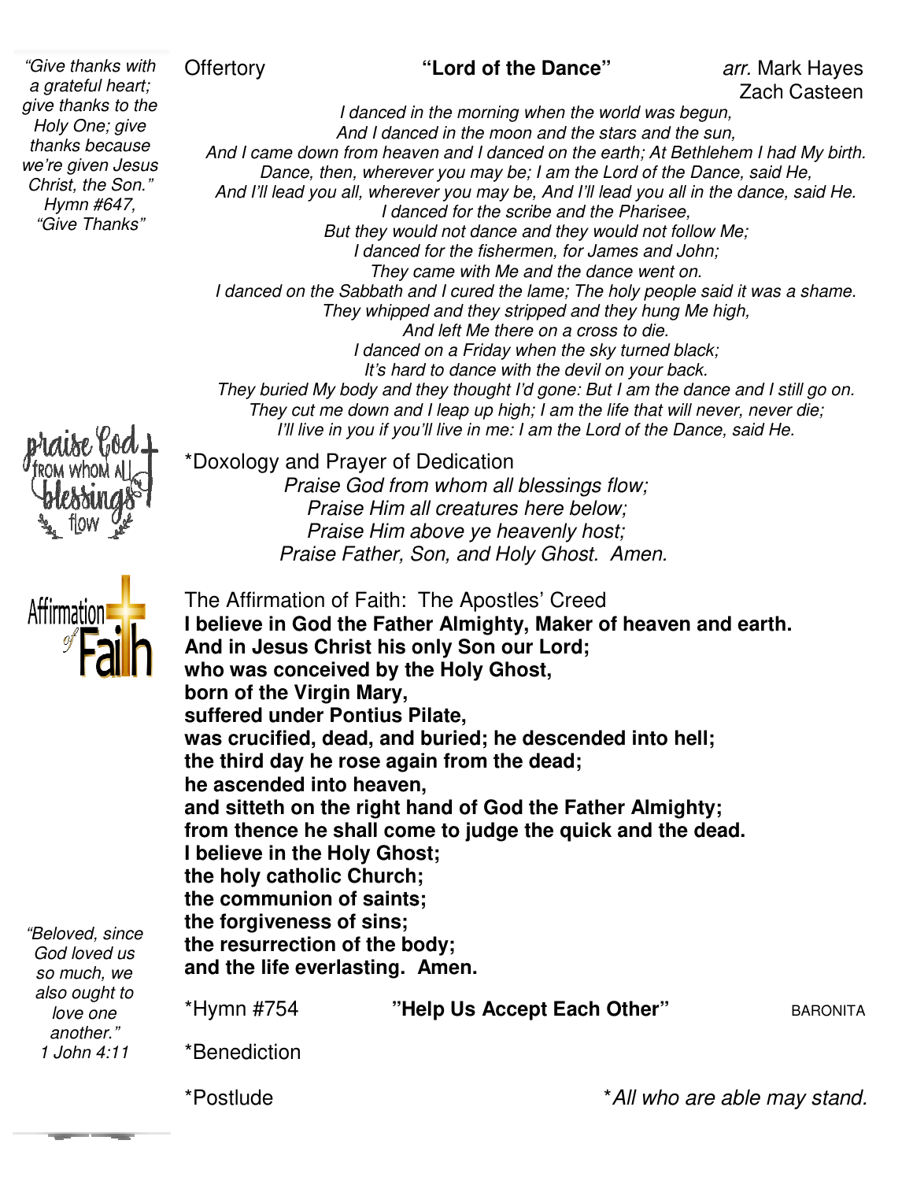*"Give thanks with a grateful heart; give thanks to the Holy One; give thanks because we're given Jesus Christ, the Son." Hymn #647, "Give Thanks"*

Offertory **"Lord of the Dance"** *arr.* Mark Hayes
Zach Casteen

*I danced in the morning when the world was begun,*
*And I danced in the moon and the stars and the sun,*
*And I came down from heaven and I danced on the earth; At Bethlehem I had My birth.*
*Dance, then, wherever you may be; I am the Lord of the Dance, said He,*
*And I'll lead you all, wherever you may be, And I'll lead you all in the dance, said He.*
*I danced for the scribe and the Pharisee,*
*But they would not dance and they would not follow Me;*
*I danced for the fishermen, for James and John;*
*They came with Me and the dance went on.*
*I danced on the Sabbath and I cured the lame; The holy people said it was a shame.*
*They whipped and they stripped and they hung Me high,*
*And left Me there on a cross to die.*
*I danced on a Friday when the sky turned black;*
*It's hard to dance with the devil on your back.*
*They buried My body and they thought I'd gone: But I am the dance and I still go on.*
*They cut me down and I leap up high; I am the life that will never, never die;*
*I'll live in you if you'll live in me: I am the Lord of the Dance, said He.*

praise God from whom all blessings flow

*Doxology and Prayer of Dedication

*Praise God from whom all blessings flow;*
*Praise Him all creatures here below;*
*Praise Him above ye heavenly host;*
*Praise Father, Son, and Holy Ghost. Amen.*

Affirmation of Faith

The Affirmation of Faith: The Apostles' Creed

**I believe in God the Father Almighty, Maker of heaven and earth.**
**And in Jesus Christ his only Son our Lord;**
**who was conceived by the Holy Ghost,**
**born of the Virgin Mary,**
**suffered under Pontius Pilate,**
**was crucified, dead, and buried; he descended into hell;**
**the third day he rose again from the dead;**
**he ascended into heaven,**
**and sitteth on the right hand of God the Father Almighty;**
**from thence he shall come to judge the quick and the dead.**
**I believe in the Holy Ghost;**
**the holy catholic Church;**
**the communion of saints;**
**the forgiveness of sins;**
**the resurrection of the body;**
**and the life everlasting. Amen.**

*"Beloved, since God loved us so much, we also ought to love one another." 1 John 4:11*

*Hymn #754 **"Help Us Accept Each Other"** BARONITA

*Benediction

*Postlude

**All who are able may stand.*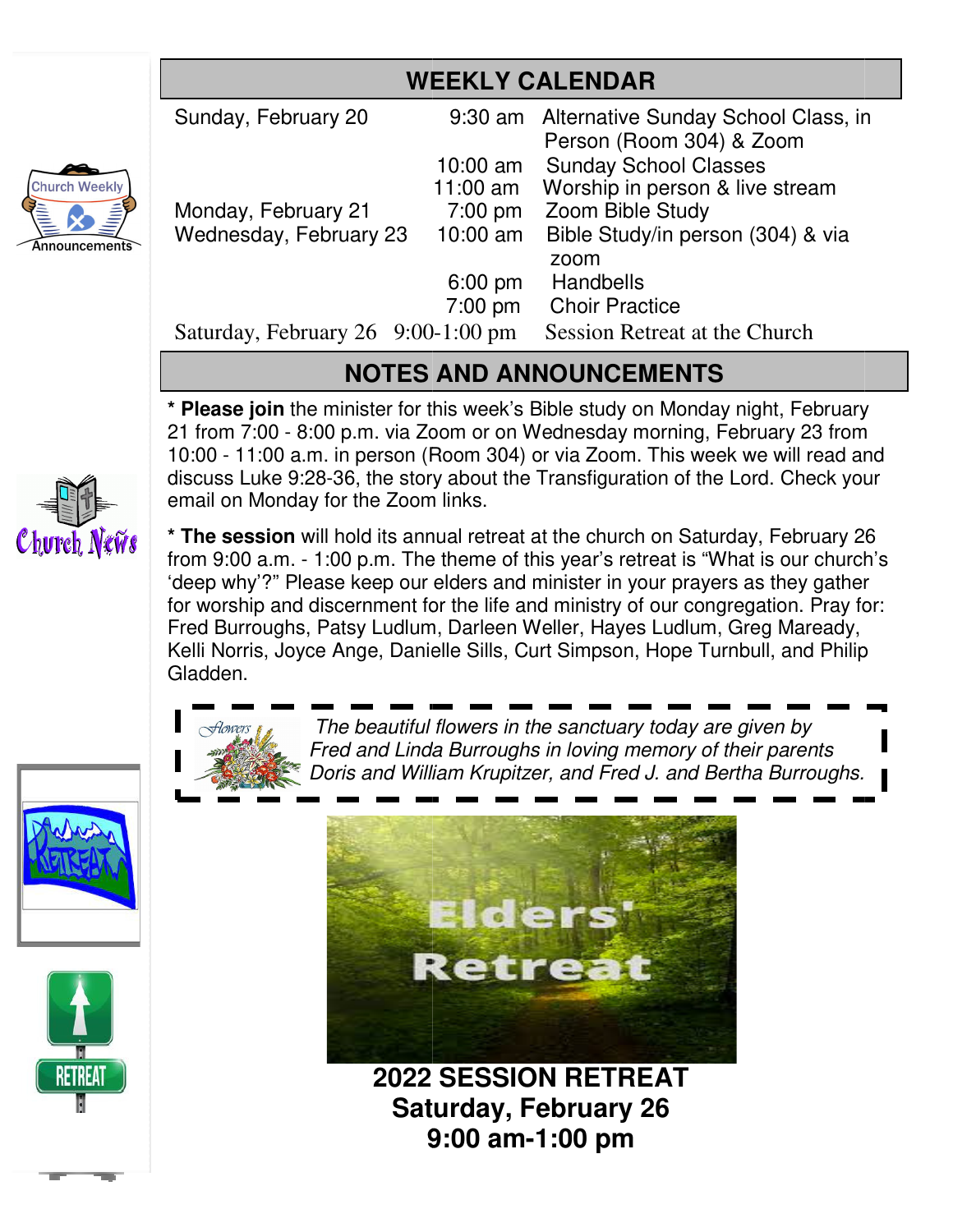## WEEKLY CALENDAR

| | | |
|---|---|---|
| Sunday, February 20 | 9:30 am | Alternative Sunday School Class, in Person (Room 304) & Zoom |
| | 10:00 am | Sunday School Classes |
| | 11:00 am | Worship in person & live stream |
| Monday, February 21 | 7:00 pm | Zoom Bible Study |
| Wednesday, February 23 | 10:00 am | Bible Study/in person (304) & via zoom |
| | 6:00 pm | Handbells |
| | 7:00 pm | Choir Practice |
| Saturday, February 26 | 9:00-1:00 pm | Session Retreat at the Church |

## NOTES AND ANNOUNCEMENTS

* **Please join** the minister for this week's Bible study on Monday night, February 21 from 7:00 - 8:00 p.m. via Zoom or on Wednesday morning, February 23 from 10:00 - 11:00 a.m. in person (Room 304) or via Zoom. This week we will read and discuss Luke 9:28-36, the story about the Transfiguration of the Lord. Check your email on Monday for the Zoom links.

* **The session** will hold its annual retreat at the church on Saturday, February 26 from 9:00 a.m. - 1:00 p.m. The theme of this year's retreat is "What is our church's 'deep why'?" Please keep our elders and minister in your prayers as they gather for worship and discernment for the life and ministry of our congregation. Pray for: Fred Burroughs, Patsy Ludlum, Darleen Weller, Hayes Ludlum, Greg Maready, Kelli Norris, Joyce Ange, Danielle Sills, Curt Simpson, Hope Turnbull, and Philip Gladden.

*The beautiful flowers in the sanctuary today are given by Fred and Linda Burroughs in loving memory of their parents Doris and William Krupitzer, and Fred J. and Bertha Burroughs.*

Elders' Retreat

**2022 SESSION RETREAT**
**Saturday, February 26**
**9:00 am-1:00 pm**